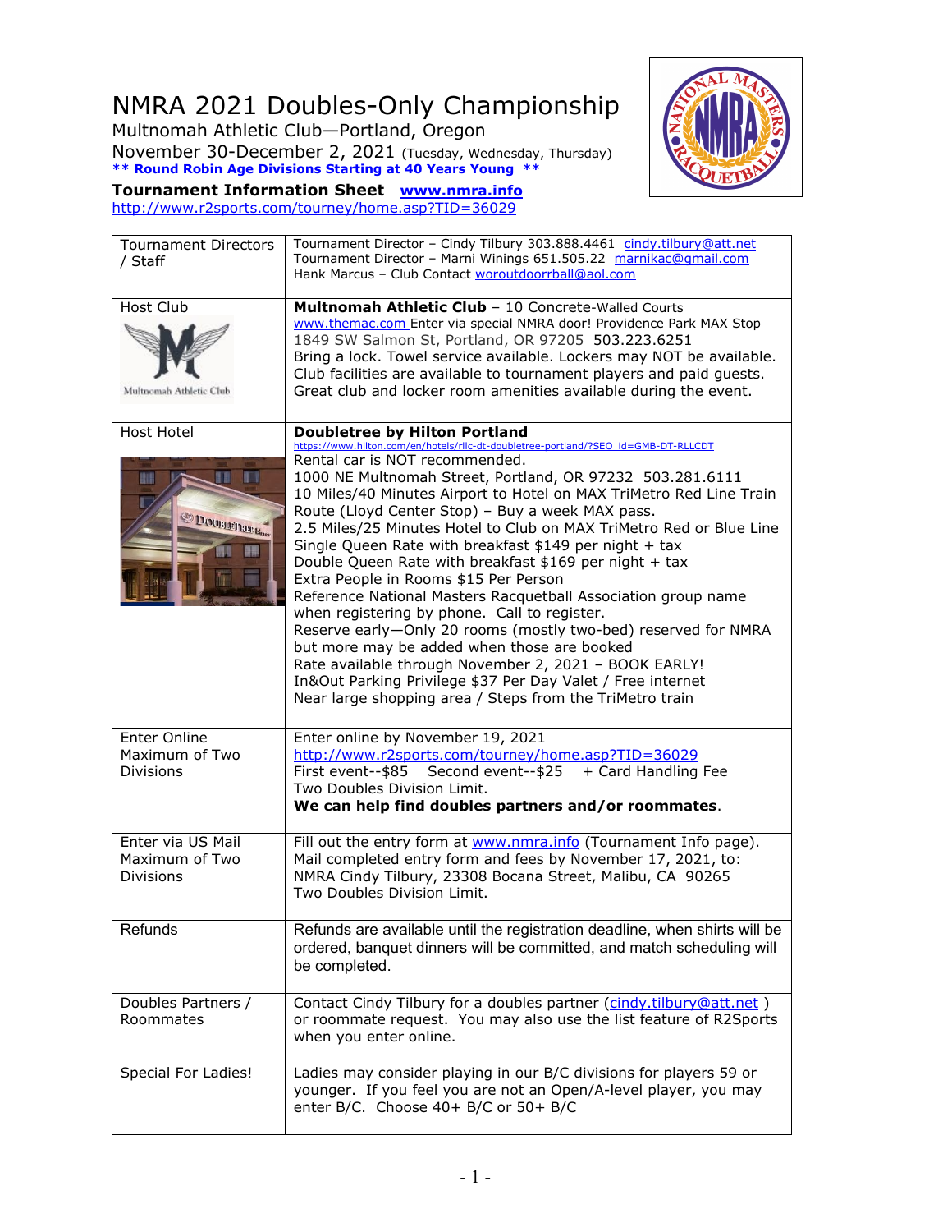# NMRA 2021 Doubles-Only Championship

Multnomah Athletic Club—Portland, Oregon

November 30-December 2, 2021 (Tuesday, Wednesday, Thursday)

**\*\* Round Robin Age Divisions Starting at 40 Years Young \*\***

**Tournament Information Sheet** **www.nmra.info**

http://www.r2sports.com/tourney/home.asp?TID=36029

| | |
|---|---|
| Tournament Directors / Staff | Tournament Director – Cindy Tilbury 303.888.4461 cindy.tilbury@att.net<br>Tournament Director – Marni Winings 651.505.22 marnikac@gmail.com<br>Hank Marcus – Club Contact woroutdoorrball@aol.com |
| Host Club | **Multnomah Athletic Club** – 10 Concrete-Walled Courts<br>www.themac.com Enter via special NMRA door! Providence Park MAX Stop<br>1849 SW Salmon St, Portland, OR 97205 503.223.6251<br>Bring a lock. Towel service available. Lockers may NOT be available.<br>Club facilities are available to tournament players and paid guests.<br>Great club and locker room amenities available during the event. |
| Host Hotel | **Doubletree by Hilton Portland**<br>https://www.hilton.com/en/hotels/rllc-dt-doubletree-portland/?SEO_id=GMB-DT-RLLCDT<br>Rental car is NOT recommended.<br>1000 NE Multnomah Street, Portland, OR 97232 503.281.6111<br>10 Miles/40 Minutes Airport to Hotel on MAX TriMetro Red Line Train Route (Lloyd Center Stop) – Buy a week MAX pass.<br>2.5 Miles/25 Minutes Hotel to Club on MAX TriMetro Red or Blue Line<br>Single Queen Rate with breakfast $149 per night + tax<br>Double Queen Rate with breakfast $169 per night + tax<br>Extra People in Rooms $15 Per Person<br>Reference National Masters Racquetball Association group name when registering by phone. Call to register.<br>Reserve early—Only 20 rooms (mostly two-bed) reserved for NMRA but more may be added when those are booked<br>Rate available through November 2, 2021 – BOOK EARLY!<br>In&Out Parking Privilege $37 Per Day Valet / Free internet<br>Near large shopping area / Steps from the TriMetro train |
| Enter Online Maximum of Two Divisions | Enter online by November 19, 2021<br>http://www.r2sports.com/tourney/home.asp?TID=36029<br>First event--$85 Second event--$25 + Card Handling Fee<br>Two Doubles Division Limit.<br>**We can help find doubles partners and/or roommates**. |
| Enter via US Mail Maximum of Two Divisions | Fill out the entry form at www.nmra.info (Tournament Info page).<br>Mail completed entry form and fees by November 17, 2021, to:<br>NMRA Cindy Tilbury, 23308 Bocana Street, Malibu, CA 90265<br>Two Doubles Division Limit. |
| Refunds | Refunds are available until the registration deadline, when shirts will be ordered, banquet dinners will be committed, and match scheduling will be completed. |
| Doubles Partners / Roommates | Contact Cindy Tilbury for a doubles partner (cindy.tilbury@att.net ) or roommate request. You may also use the list feature of R2Sports when you enter online. |
| Special For Ladies! | Ladies may consider playing in our B/C divisions for players 59 or younger. If you feel you are not an Open/A-level player, you may enter B/C. Choose 40+ B/C or 50+ B/C |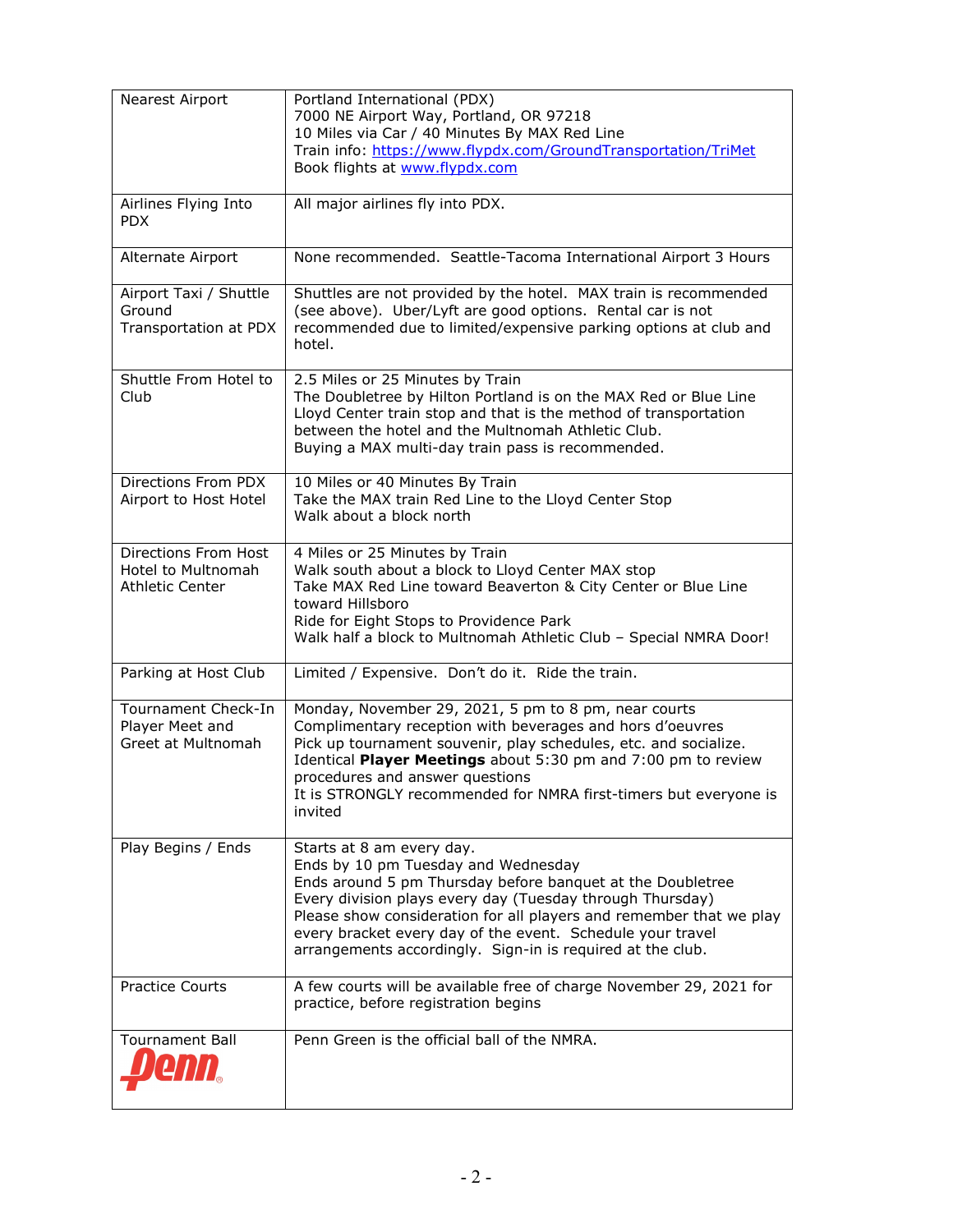| | |
|---|---|
| Nearest Airport | Portland International (PDX)<br>7000 NE Airport Way, Portland, OR 97218<br>10 Miles via Car / 40 Minutes By MAX Red Line<br>Train info: [https://www.flypdx.com/GroundTransportation/TriMet](https://www.flypdx.com/GroundTransportation/TriMet)<br>Book flights at [www.flypdx.com](www.flypdx.com) |
| Airlines Flying Into PDX | All major airlines fly into PDX. |
| Alternate Airport | None recommended. Seattle-Tacoma International Airport 3 Hours |
| Airport Taxi / Shuttle Ground Transportation at PDX | Shuttles are not provided by the hotel. MAX train is recommended (see above). Uber/Lyft are good options. Rental car is not recommended due to limited/expensive parking options at club and hotel. |
| Shuttle From Hotel to Club | 2.5 Miles or 25 Minutes by Train<br>The Doubletree by Hilton Portland is on the MAX Red or Blue Line Lloyd Center train stop and that is the method of transportation between the hotel and the Multnomah Athletic Club.<br>Buying a MAX multi-day train pass is recommended. |
| Directions From PDX Airport to Host Hotel | 10 Miles or 40 Minutes By Train<br>Take the MAX train Red Line to the Lloyd Center Stop<br>Walk about a block north |
| Directions From Host Hotel to Multnomah Athletic Center | 4 Miles or 25 Minutes by Train<br>Walk south about a block to Lloyd Center MAX stop<br>Take MAX Red Line toward Beaverton & City Center or Blue Line toward Hillsboro<br>Ride for Eight Stops to Providence Park<br>Walk half a block to Multnomah Athletic Club – Special NMRA Door! |
| Parking at Host Club | Limited / Expensive. Don't do it. Ride the train. |
| Tournament Check-In Player Meet and Greet at Multnomah | Monday, November 29, 2021, 5 pm to 8 pm, near courts<br>Complimentary reception with beverages and hors d'oeuvres<br>Pick up tournament souvenir, play schedules, etc. and socialize.<br>Identical **Player Meetings** about 5:30 pm and 7:00 pm to review procedures and answer questions<br>It is STRONGLY recommended for NMRA first-timers but everyone is invited |
| Play Begins / Ends | Starts at 8 am every day.<br>Ends by 10 pm Tuesday and Wednesday<br>Ends around 5 pm Thursday before banquet at the Doubletree<br>Every division plays every day (Tuesday through Thursday)<br>Please show consideration for all players and remember that we play every bracket every day of the event. Schedule your travel arrangements accordingly. Sign-in is required at the club. |
| Practice Courts | A few courts will be available free of charge November 29, 2021 for practice, before registration begins |
| Tournament Ball<br>Penn | Penn Green is the official ball of the NMRA. |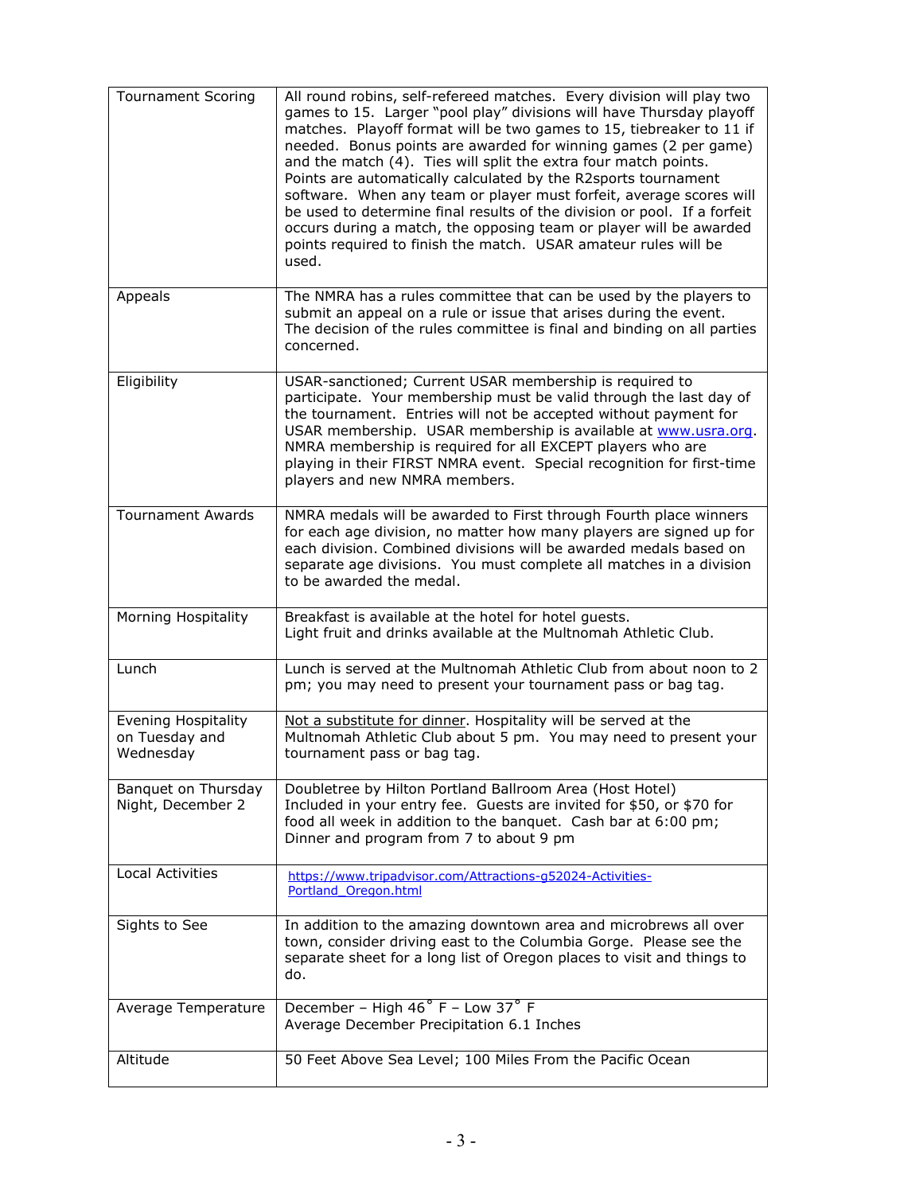| | |
|---|---|
| Tournament Scoring | All round robins, self-refereed matches. Every division will play two games to 15. Larger "pool play" divisions will have Thursday playoff matches. Playoff format will be two games to 15, tiebreaker to 11 if needed. Bonus points are awarded for winning games (2 per game) and the match (4). Ties will split the extra four match points. Points are automatically calculated by the R2sports tournament software. When any team or player must forfeit, average scores will be used to determine final results of the division or pool. If a forfeit occurs during a match, the opposing team or player will be awarded points required to finish the match. USAR amateur rules will be used. |
| Appeals | The NMRA has a rules committee that can be used by the players to submit an appeal on a rule or issue that arises during the event. The decision of the rules committee is final and binding on all parties concerned. |
| Eligibility | USAR-sanctioned; Current USAR membership is required to participate. Your membership must be valid through the last day of the tournament. Entries will not be accepted without payment for USAR membership. USAR membership is available at [www.usra.org](www.usra.org). NMRA membership is required for all EXCEPT players who are playing in their FIRST NMRA event. Special recognition for first-time players and new NMRA members. |
| Tournament Awards | NMRA medals will be awarded to First through Fourth place winners for each age division, no matter how many players are signed up for each division. Combined divisions will be awarded medals based on separate age divisions. You must complete all matches in a division to be awarded the medal. |
| Morning Hospitality | Breakfast is available at the hotel for hotel guests.<br>Light fruit and drinks available at the Multnomah Athletic Club. |
| Lunch | Lunch is served at the Multnomah Athletic Club from about noon to 2 pm; you may need to present your tournament pass or bag tag. |
| Evening Hospitality on Tuesday and Wednesday | <u>Not a substitute for dinner</u>. Hospitality will be served at the Multnomah Athletic Club about 5 pm. You may need to present your tournament pass or bag tag. |
| Banquet on Thursday Night, December 2 | Doubletree by Hilton Portland Ballroom Area (Host Hotel)<br>Included in your entry fee. Guests are invited for \$50, or \$70 for food all week in addition to the banquet. Cash bar at 6:00 pm; Dinner and program from 7 to about 9 pm |
| Local Activities | [https://www.tripadvisor.com/Attractions-g52024-Activities-Portland_Oregon.html](https://www.tripadvisor.com/Attractions-g52024-Activities-Portland_Oregon.html) |
| Sights to See | In addition to the amazing downtown area and microbrews all over town, consider driving east to the Columbia Gorge. Please see the separate sheet for a long list of Oregon places to visit and things to do. |
| Average Temperature | December – High 46° F – Low 37° F<br>Average December Precipitation 6.1 Inches |
| Altitude | 50 Feet Above Sea Level; 100 Miles From the Pacific Ocean |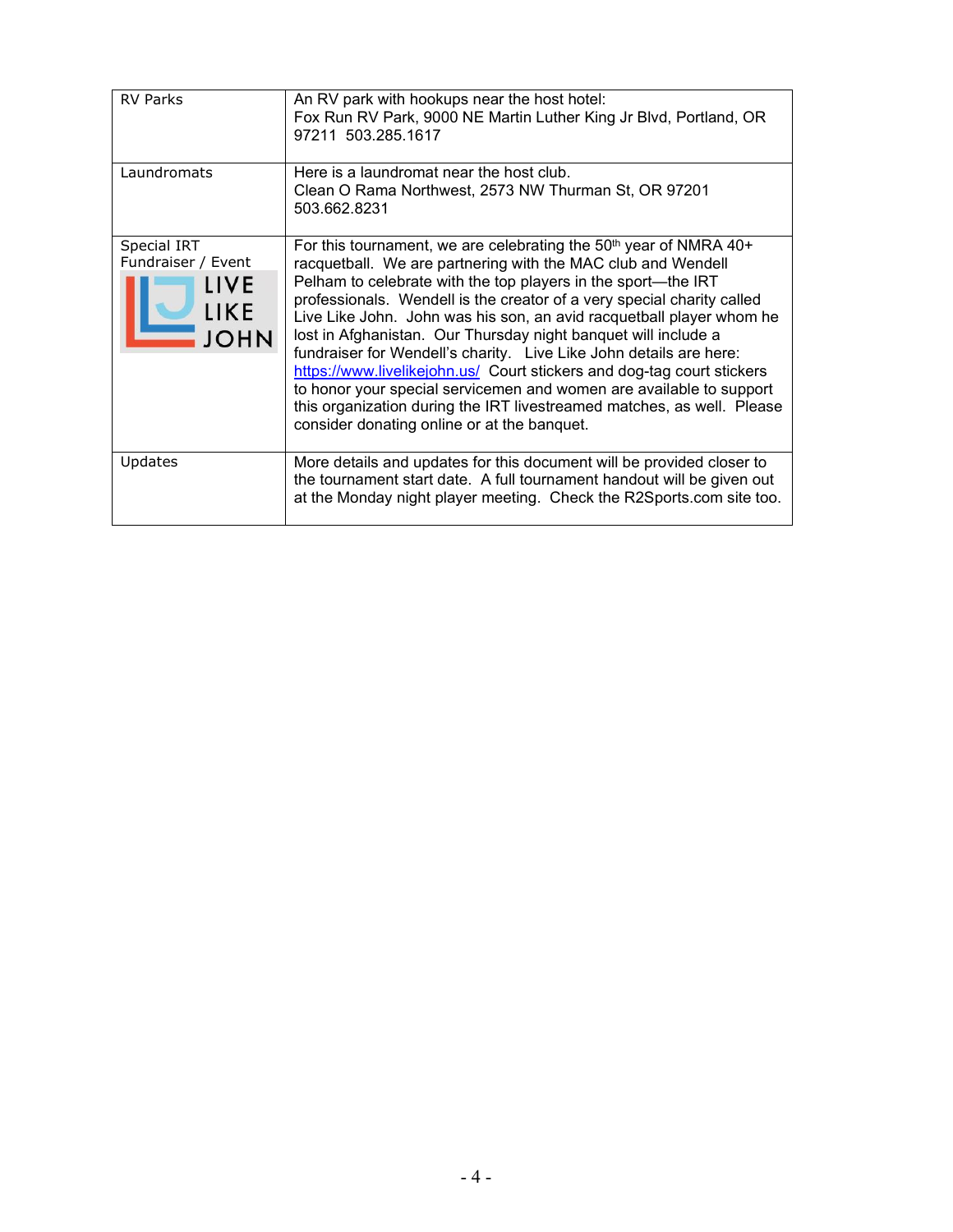| | |
|---|---|
| RV Parks | An RV park with hookups near the host hotel: Fox Run RV Park, 9000 NE Martin Luther King Jr Blvd, Portland, OR 97211 503.285.1617 |
| Laundromats | Here is a laundromat near the host club. Clean O Rama Northwest, 2573 NW Thurman St, OR 97201 503.662.8231 |
| Special IRT Fundraiser / Event LIVE LIKE JOHN | For this tournament, we are celebrating the 50th year of NMRA 40+ racquetball. We are partnering with the MAC club and Wendell Pelham to celebrate with the top players in the sport—the IRT professionals. Wendell is the creator of a very special charity called Live Like John. John was his son, an avid racquetball player whom he lost in Afghanistan. Our Thursday night banquet will include a fundraiser for Wendell's charity. Live Like John details are here: https://www.livelikejohn.us/ Court stickers and dog-tag court stickers to honor your special servicemen and women are available to support this organization during the IRT livestreamed matches, as well. Please consider donating online or at the banquet. |
| Updates | More details and updates for this document will be provided closer to the tournament start date. A full tournament handout will be given out at the Monday night player meeting. Check the R2Sports.com site too. |